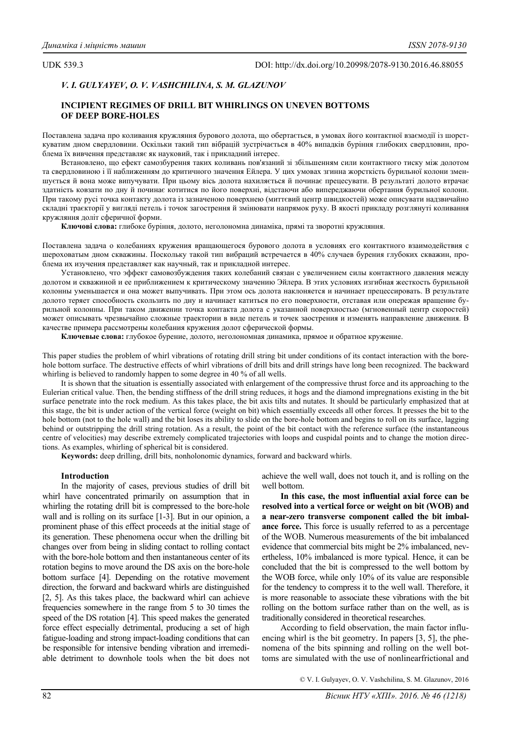UDK 539.3

DOI: http://dx.doi.org/10.20998/2078-9130.2016.46.88055

*V. I. GULYAYEV, O. V. VASHCHILINA, S. M. GLAZUNOV*

## INCIPIENT REGIMES OF DRILL BIT WHIRLINGS ON UNEVEN BOTTOMS OF DEEP BORE-HOLES

Поставлена задача про коливання кружляння бурового долота, що обертається, в умовах його контактної взаємодії із шорсткуватим дном свердловини. Оскільки такий тип вібрацій зустрічається в 40% випадків буріння глибоких свердловин, проблема їх вивчення представляє як науковий, так і прикладний інтерес.

Встановлено, що ефект самозбурення таких коливань пов'язаний зі збільшенням сили контактного тиску між долотом та свердловиною і її наближенням до критичного значення Ейлера. У цих умовах згинна жорсткість бурильної колони зменшується й вона може випучувати. При цьому вісь долота нахиляється й починає прецесувати. В результаті долото втрачає здатність ковзати по дну й починає котитися по його поверхні, відстаючи або випереджаючи обертання бурильної колони. При такому русі точка контакту долота із зазначеною поверхнею (миттєвий центр швидкостей) може описувати надзвичайно складні траєкторії у вигляді петель і точок загострення й змінювати напрямок руху. В якості прикладу розглянуті коливання кружляння доліт сферичної форми.

**Ключові слова:** глибоке буріння, долото, неголономна динаміка, прямі та зворотні кружляння.

Поставлена задача о колебаниях кружения вращающегося бурового долота в условиях его контактного взаимодействия с шероховатым дном скважины. Поскольку такой тип вибраций встречается в 40% случаев бурения глубоких скважин, проблема их изучения представляет как научный, так и прикладной интерес.

Установлено, что эффект самовозбуждения таких колебаний связан с увеличением силы контактного давления между долотом и скважиной и ее приближением к критическому значению Эйлера. В этих условиях изгибная жесткость бурильной колонны уменьшается и она может выпучивать. При этом ось долота наклоняется и начинает прецессировать. В результате долото теряет способность скользить по дну и начинает катиться по его поверхности, отставая или опережая вращение бурильной колонны. При таком движении точка контакта долота с указанной поверхностью (мгновенный центр скоростей) может описывать чрезвычайно сложные траектории в виде петель и точек заострения и изменять направление движения. В качестве примера рассмотрены колебания кружения долот сферической формы.

**Ключевые слова:** глубокое бурение, долото, неголономная динамика, прямое и обратное кружение.

This paper studies the problem of whirl vibrations of rotating drill string bit under conditions of its contact interaction with the bore-hole bottom surface. The destructive effects of whirl vibrations of drill bits and drill strings have long been recognized. The backward whirling is believed to randomly happen to some degree in 40 % of all wells.

It is shown that the situation is essentially associated with enlargement of the compressive thrust force and its approaching to the Eulerian critical value. Then, the bending stiffness of the drill string reduces, it hogs and the diamond impregnations existing in the bit surface penetrate into the rock medium. As this takes place, the bit axis tilts and nutates. It should be particularly emphasized that at this stage, the bit is under action of the vertical force (weight on bit) which essentially exceeds all other forces. It presses the bit to the hole bottom (not to the hole wall) and the bit loses its ability to slide on the bore-hole bottom and begins to roll on its surface, lagging behind or outstripping the drill string rotation. As a result, the point of the bit contact with the reference surface (the instantaneous centre of velocities) may describe extremely complicated trajectories with loops and cuspidal points and to change the motion directions. As examples, whirling of spherical bit is considered.

**Keywords:** deep drilling, drill bits, nonholonomic dynamics, forward and backward whirls.

### Introduction

In the majority of cases, previous studies of drill bit whirl have concentrated primarily on assumption that in whirling the rotating drill bit is compressed to the bore-hole wall and is rolling on its surface [1-3]. But in our opinion, a prominent phase of this effect proceeds at the initial stage of its generation. These phenomena occur when the drilling bit changes over from being in sliding contact to rolling contact with the bore-hole bottom and then instantaneous center of its rotation begins to move around the DS axis on the bore-hole bottom surface [4]. Depending on the rotative movement direction, the forward and backward whirls are distinguished [2, 5]. As this takes place, the backward whirl can achieve frequencies somewhere in the range from 5 to 30 times the speed of the DS rotation [4]. This speed makes the generated force effect especially detrimental, producing a set of high fatigue-loading and strong impact-loading conditions that can be responsible for intensive bending vibration and irremediable detriment to downhole tools when the bit does not achieve the well wall, does not touch it, and is rolling on the well bottom.

**In this case, the most influential axial force can be resolved into a vertical force or weight on bit (WOB) and a near-zero transverse component called the bit imbalance force.** This force is usually referred to as a percentage of the WOB. Numerous measurements of the bit imbalanced evidence that commercial bits might be 2% imbalanced, nevertheless, 10% imbalanced is more typical. Hence, it can be concluded that the bit is compressed to the well bottom by the WOB force, while only 10% of its value are responsible for the tendency to compress it to the well wall. Therefore, it is more reasonable to associate these vibrations with the bit rolling on the bottom surface rather than on the well, as is traditionally considered in theoretical researches.

According to field observation, the main factor influencing whirl is the bit geometry. In papers [3, 5], the phenomena of the bits spinning and rolling on the well bottoms are simulated with the use of nonlinearfrictional and

© V. I. Gulyayev, O. V. Vashchilina, S. M. Glazunov, 2016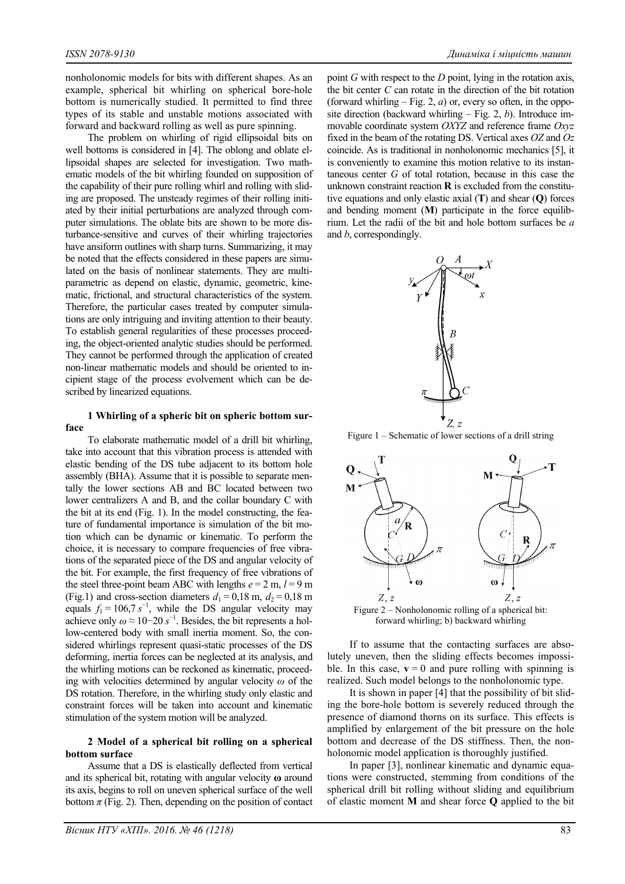nonholonomic models for bits with different shapes. As an example, spherical bit whirling on spherical bore-hole bottom is numerically studied. It permitted to find three types of its stable and unstable motions associated with forward and backward rolling as well as pure spinning.

The problem on whirling of rigid ellipsoidal bits on well bottoms is considered in [4]. The oblong and oblate ellipsoidal shapes are selected for investigation. Two mathematical models of the bit whirling founded on supposition of the capability of their pure rolling whirl and rolling with sliding are proposed. The unsteady regimes of their rolling initiated by their initial perturbations are analyzed through computer simulations. The oblate bits are shown to be more disturbance-sensitive and curves of their whirling trajectories have ansiform outlines with sharp turns. Summarizing, it may be noted that the effects considered in these papers are simulated on the basis of nonlinear statements. They are multi-parametric as depend on elastic, dynamic, geometric, kinematic, frictional, and structural characteristics of the system. Therefore, the particular cases treated by computer simulations are only intriguing and inviting attention to their beauty. To establish general regularities of these processes proceeding, the object-oriented analytic studies should be performed. They cannot be performed through the application of created non-linear mathematic models and should be oriented to incipient stage of the process evolvement which can be described by linearized equations.

## 1 Whirling of a spheric bit on spheric bottom surface

To elaborate mathematic model of a drill bit whirling, take into account that this vibration process is attended with elastic bending of the DS tube adjacent to its bottom hole assembly (BHA). Assume that it is possible to separate mentally the lower sections AB and BC located between two lower centralizers A and B, and the collar boundary C with the bit at its end (Fig. 1). In the model constructing, the feature of fundamental importance is simulation of the bit motion which can be dynamic or kinematic. To perform the choice, it is necessary to compare frequencies of free vibrations of the separated piece of the DS and angular velocity of the bit. For example, the first frequency of free vibrations of the steel three-point beam ABC with lengths $e = 2$ m, $l = 9$ m (Fig.1) and cross-section diameters $d_1 = 0{,}18$ m, $d_2 = 0{,}18$ m equals $f_1 = 106{,}7\ s^{-1}$, while the DS angular velocity may achieve only $\omega \approx 10{-}20\ s^{-1}$. Besides, the bit represents a hollow-centered body with small inertia moment. So, the considered whirlings represent quasi-static processes of the DS deforming, inertia forces can be neglected at its analysis, and the whirling motions can be reckoned as kinematic, proceeding with velocities determined by angular velocity $\omega$ of the DS rotation. Therefore, in the whirling study only elastic and constraint forces will be taken into account and kinematic stimulation of the system motion will be analyzed.

## 2 Model of a spherical bit rolling on a spherical bottom surface

Assume that a DS is elastically deflected from vertical and its spherical bit, rotating with angular velocity $\boldsymbol{\omega}$ around its axis, begins to roll on uneven spherical surface of the well bottom $\pi$ (Fig. 2). Then, depending on the position of contact point $G$ with respect to the $D$ point, lying in the rotation axis, the bit center $C$ can rotate in the direction of the bit rotation (forward whirling – Fig. 2, *a*) or, every so often, in the opposite direction (backward whirling – Fig. 2, *b*). Introduce immovable coordinate system $OXYZ$ and reference frame $Oxyz$ fixed in the beam of the rotating DS. Vertical axes $OZ$ and $Oz$ coincide. As is traditional in nonholonomic mechanics [5], it is conveniently to examine this motion relative to its instantaneous center $G$ of total rotation, because in this case the unknown constraint reaction $\mathbf{R}$ is excluded from the constitutive equations and only elastic axial ($\mathbf{T}$) and shear ($\mathbf{Q}$) forces and bending moment ($\mathbf{M}$) participate in the force equilibrium. Let the radii of the bit and hole bottom surfaces be $a$ and $b$, correspondingly.

Figure 1 – Schematic of lower sections of a drill string

Figure 2 – Nonholonomic rolling of a spherical bit: forward whirling; b) backward whirling

If to assume that the contacting surfaces are absolutely uneven, then the sliding effects becomes impossible. In this case, $\mathbf{v} = 0$ and pure rolling with spinning is realized. Such model belongs to the nonholonomic type.

It is shown in paper [4] that the possibility of bit sliding the bore-hole bottom is severely reduced through the presence of diamond thorns on its surface. This effects is amplified by enlargement of the bit pressure on the hole bottom and decrease of the DS stiffness. Then, the nonholonomic model application is thoroughly justified.

In paper [3], nonlinear kinematic and dynamic equations were constructed, stemming from conditions of the spherical drill bit rolling without sliding and equilibrium of elastic moment $\mathbf{M}$ and shear force $\mathbf{Q}$ applied to the bit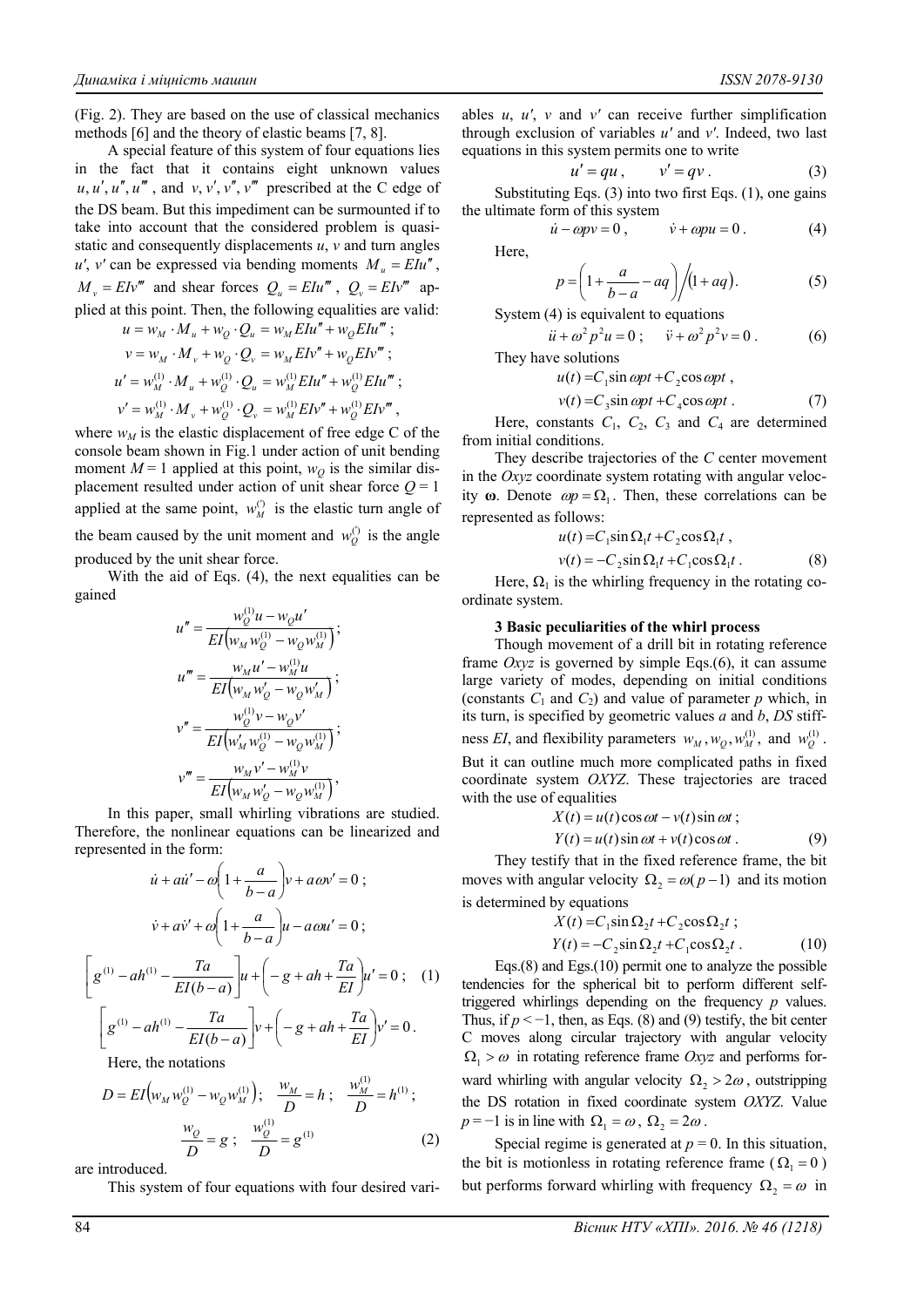(Fig. 2). They are based on the use of classical mechanics methods [6] and the theory of elastic beams [7, 8].

A special feature of this system of four equations lies in the fact that it contains eight unknown values $u, u', u'', u'''$, and $v, v', v'', v'''$ prescribed at the C edge of the DS beam. But this impediment can be surmounted if to take into account that the considered problem is quasi-static and consequently displacements $u$, $v$ and turn angles $u'$, $v'$ can be expressed via bending moments $M_u = EIu''$, $M_v = EIv'''$ and shear forces $Q_u = EIu'''$, $Q_v = EIv'''$ applied at this point. Then, the following equalities are valid:

$$u = w_M \cdot M_u + w_Q \cdot Q_u = w_M EIu'' + w_Q EIu''' ;$$

$$v = w_M \cdot M_v + w_Q \cdot Q_v = w_M EIv'' + w_Q EIv''' ;$$

$$u' = w_M^{(1)} \cdot M_u + w_Q^{(1)} \cdot Q_u = w_M^{(1)} EIu'' + w_Q^{(1)} EIu''' ;$$

$$v' = w_M^{(1)} \cdot M_v + w_Q^{(1)} \cdot Q_v = w_M^{(1)} EIv'' + w_Q^{(1)} EIv''' ,$$

where $w_M$ is the elastic displacement of free edge C of the console beam shown in Fig.1 under action of unit bending moment $M = 1$ applied at this point, $w_Q$ is the similar displacement resulted under action of unit shear force $Q = 1$ applied at the same point, $w_M^{(\cdot)}$ is the elastic turn angle of the beam caused by the unit moment and $w_Q^{(\cdot)}$ is the angle produced by the unit shear force.

With the aid of Eqs. (4), the next equalities can be gained

$$u'' = \frac{w_Q^{(1)} u - w_Q u'}{EI\left(w_M w_Q^{(1)} - w_Q w_M^{(1)}\right)} ;$$

$$u''' = \frac{w_M u' - w_M^{(1)} u}{EI\left(w_M w_Q' - w_Q w_M'\right)} ;$$

$$v'' = \frac{w_Q^{(1)} v - w_Q v'}{EI\left(w_M' w_Q^{(1)} - w_Q w_M^{(1)}\right)} ;$$

$$v''' = \frac{w_M v' - w_M^{(1)} v}{EI\left(w_M w_Q' - w_Q w_M^{(1)}\right)} ,$$

In this paper, small whirling vibrations are studied. Therefore, the nonlinear equations can be linearized and represented in the form:

$$\dot{u} + a\dot{u}' - \omega\left(1 + \frac{a}{b-a}\right)v + a\omega v' = 0 ;$$

$$\dot{v} + a\dot{v}' + \omega\left(1 + \frac{a}{b-a}\right)u - a\omega u' = 0 ;$$

$$\left[g^{(1)} - ah^{(1)} - \frac{Ta}{EI(b-a)}\right]u + \left(-g + ah + \frac{Ta}{EI}\right)u' = 0 ; \quad (1)$$

$$\left[g^{(1)} - ah^{(1)} - \frac{Ta}{EI(b-a)}\right]v + \left(-g + ah + \frac{Ta}{EI}\right)v' = 0 .$$

Here, the notations

$$D = EI\left(w_M w_Q^{(1)} - w_Q w_M^{(1)}\right); \quad \frac{w_M}{D} = h ; \quad \frac{w_M^{(1)}}{D} = h^{(1)} ;$$

$$\frac{w_Q}{D} = g ; \quad \frac{w_Q^{(1)}}{D} = g^{(1)} \quad (2)$$

are introduced.

This system of four equations with four desired variables $u$, $u'$, $v$ and $v'$ can receive further simplification through exclusion of variables $u'$ and $v'$. Indeed, two last equations in this system permits one to write

$$u' = qu , \qquad v' = qv . \quad (3)$$

Substituting Eqs. (3) into two first Eqs. (1), one gains the ultimate form of this system

$$\dot{u} - \omega pv = 0 , \qquad \dot{v} + \omega pu = 0 . \quad (4)$$

Here,

$$p = \left(1 + \frac{a}{b-a} - aq\right) \Big/ (1 + aq) . \quad (5)$$

System (4) is equivalent to equations

$$\ddot{u} + \omega^2 p^2 u = 0 ; \quad \ddot{v} + \omega^2 p^2 v = 0 . \quad (6)$$

They have solutions

$$u(t) = C_1 \sin \omega pt + C_2 \cos \omega pt ,$$

$$v(t) = C_3 \sin \omega pt + C_4 \cos \omega pt . \quad (7)$$

Here, constants $C_1$, $C_2$, $C_3$ and $C_4$ are determined from initial conditions.

They describe trajectories of the $C$ center movement in the $Oxyz$ coordinate system rotating with angular velocity $\boldsymbol{\omega}$. Denote $\omega p = \Omega_1$. Then, these correlations can be represented as follows:

$$u(t) = C_1 \sin \Omega_1 t + C_2 \cos \Omega_1 t ,$$

$$v(t) = -C_2 \sin \Omega_1 t + C_1 \cos \Omega_1 t . \quad (8)$$

Here, $\Omega_1$ is the whirling frequency in the rotating coordinate system.

### 3 Basic peculiarities of the whirl process

Though movement of a drill bit in rotating reference frame $Oxyz$ is governed by simple Eqs.(6), it can assume large variety of modes, depending on initial conditions (constants $C_1$ and $C_2$) and value of parameter $p$ which, in its turn, is specified by geometric values $a$ and $b$, $DS$ stiffness $EI$, and flexibility parameters $w_M, w_Q, w_M^{(1)}$, and $w_Q^{(1)}$. But it can outline much more complicated paths in fixed coordinate system $OXYZ$. These trajectories are traced with the use of equalities

$$X(t) = u(t)\cos \omega t - v(t)\sin \omega t ;$$

$$Y(t) = u(t)\sin \omega t + v(t)\cos \omega t . \quad (9)$$

They testify that in the fixed reference frame, the bit moves with angular velocity $\Omega_2 = \omega(p-1)$ and its motion is determined by equations

$$X(t) = C_1 \sin \Omega_2 t + C_2 \cos \Omega_2 t ;$$

$$Y(t) = -C_2 \sin \Omega_2 t + C_1 \cos \Omega_2 t . \quad (10)$$

Eqs.(8) and Egs.(10) permit one to analyze the possible tendencies for the spherical bit to perform different self-triggered whirlings depending on the frequency $p$ values. Thus, if $p < -1$, then, as Eqs. (8) and (9) testify, the bit center C moves along circular trajectory with angular velocity $\Omega_1 > \omega$ in rotating reference frame $Oxyz$ and performs forward whirling with angular velocity $\Omega_2 > 2\omega$, outstripping the DS rotation in fixed coordinate system $OXYZ$. Value $p = -1$ is in line with $\Omega_1 = \omega$, $\Omega_2 = 2\omega$.

Special regime is generated at $p = 0$. In this situation, the bit is motionless in rotating reference frame ($\Omega_1 = 0$) but performs forward whirling with frequency $\Omega_2 = \omega$ in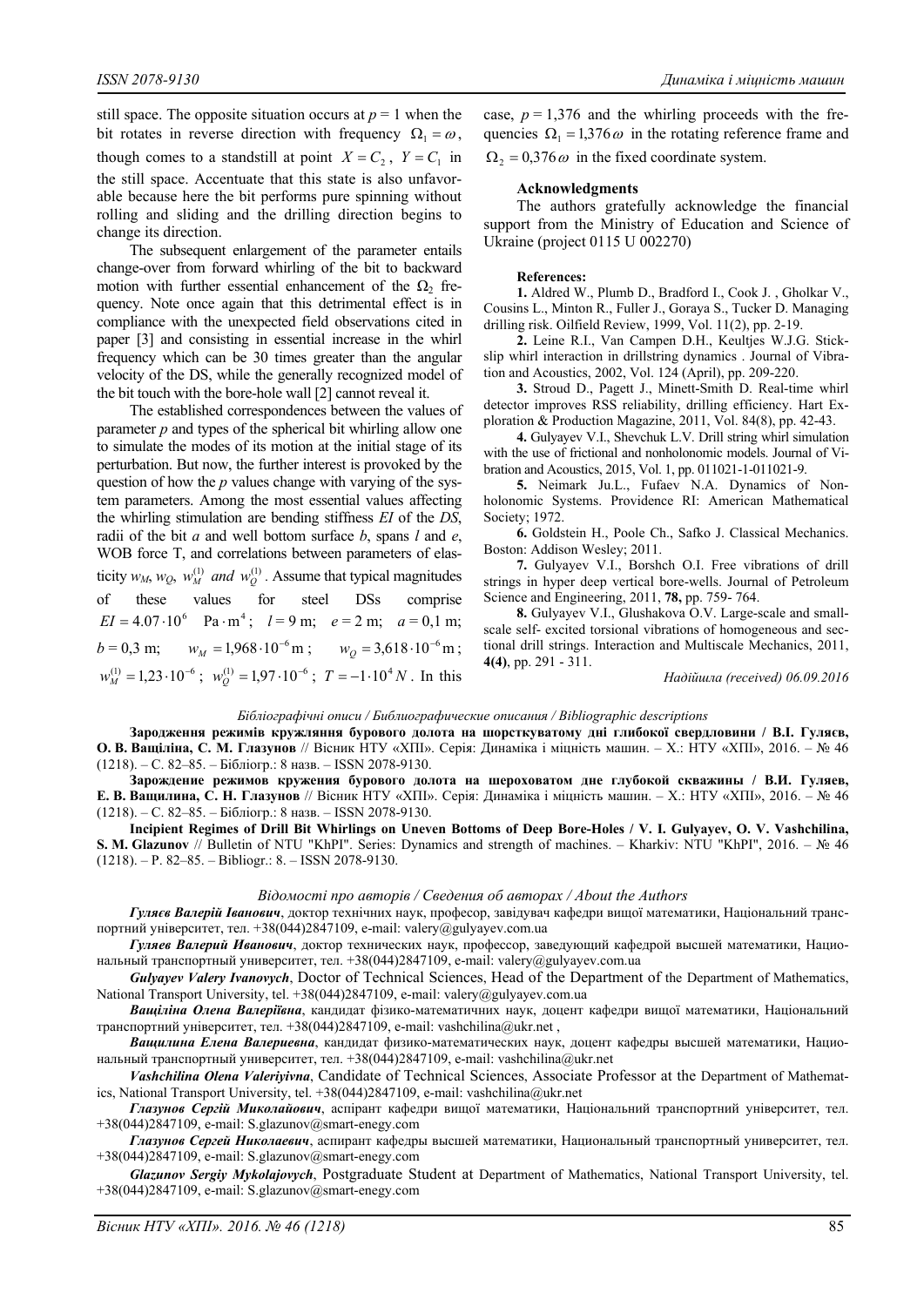still space. The opposite situation occurs at $p = 1$ when the bit rotates in reverse direction with frequency $\Omega_1 = \omega$, though comes to a standstill at point $X = C_2$, $Y = C_1$ in the still space. Accentuate that this state is also unfavorable because here the bit performs pure spinning without rolling and sliding and the drilling direction begins to change its direction.

The subsequent enlargement of the parameter entails change-over from forward whirling of the bit to backward motion with further essential enhancement of the $\Omega_2$ frequency. Note once again that this detrimental effect is in compliance with the unexpected field observations cited in paper [3] and consisting in essential increase in the whirl frequency which can be 30 times greater than the angular velocity of the DS, while the generally recognized model of the bit touch with the bore-hole wall [2] cannot reveal it.

The established correspondences between the values of parameter $p$ and types of the spherical bit whirling allow one to simulate the modes of its motion at the initial stage of its perturbation. But now, the further interest is provoked by the question of how the $p$ values change with varying of the system parameters. Among the most essential values affecting the whirling stimulation are bending stiffness $EI$ of the $DS$, radii of the bit $a$ and well bottom surface $b$, spans $l$ and $e$, WOB force T, and correlations between parameters of elasticity $w_M$, $w_Q$, $w_M^{(1)}$ *and* $w_Q^{(1)}$. Assume that typical magnitudes of these values for steel DSs comprise $EI = 4.07 \cdot 10^6$ $\text{Pa} \cdot \text{m}^4$; $l = 9$ m; $e = 2$ m; $a = 0{,}1$ m; $b = 0{,}3$ m; $w_M = 1{,}968 \cdot 10^{-6}\,\text{m}$; $w_Q = 3{,}618 \cdot 10^{-6}\,\text{m}$; $w_M^{(1)} = 1{,}23 \cdot 10^{-6}$; $w_Q^{(1)} = 1{,}97 \cdot 10^{-6}$; $T = -1 \cdot 10^4\,N$. In this case, $p = 1{,}376$ and the whirling proceeds with the frequencies $\Omega_1 = 1{,}376\,\omega$ in the rotating reference frame and $\Omega_2 = 0{,}376\,\omega$ in the fixed coordinate system.

**Acknowledgments**

The authors gratefully acknowledge the financial support from the Ministry of Education and Science of Ukraine (project 0115 U 002270)

**References:**

**1.** Aldred W., Plumb D., Bradford I., Cook J. , Gholkar V., Cousins L., Minton R., Fuller J., Goraya S., Tucker D. Managing drilling risk. Oilfield Review, 1999, Vol. 11(2), pp. 2-19.

**2.** Leine R.I., Van Campen D.H., Keultjes W.J.G. Stick-slip whirl interaction in drillstring dynamics . Journal of Vibration and Acoustics, 2002, Vol. 124 (April), pp. 209-220.

**3.** Stroud D., Pagett J., Minett-Smith D. Real-time whirl detector improves RSS reliability, drilling efficiency. Hart Exploration & Production Magazine, 2011, Vol. 84(8), pp. 42-43.

**4.** Gulyayev V.I., Shevchuk L.V. Drill string whirl simulation with the use of frictional and nonholonomic models. Journal of Vibration and Acoustics, 2015, Vol. 1, pp. 011021-1-011021-9.

**5.** Neimark Ju.L., Fufaev N.A. Dynamics of Nonholonomic Systems. Providence RI: American Mathematical Society; 1972.

**6.** Goldstein H., Poole Ch., Safko J. Classical Mechanics. Boston: Addison Wesley; 2011.

**7.** Gulyayev V.I., Borshch O.I. Free vibrations of drill strings in hyper deep vertical bore-wells. Journal of Petroleum Science and Engineering, 2011, **78,** pp. 759- 764.

**8.** Gulyayev V.I., Glushakova O.V. Large-scale and small-scale self- excited torsional vibrations of homogeneous and sectional drill strings. Interaction and Multiscale Mechanics, 2011, **4(4)**, pp. 291 - 311.

*Надійшла (received) 06.09.2016*

*Бібліографічні описи / Библиографические описания / Bibliographic descriptions*

**Зародження режимів кружляння бурового долота на шорсткуватому дні глибокої свердловини / В.І. Гуляєв, О. В. Ващіліна, С. М. Глазунов** // Вісник НТУ «ХПІ». Серія: Динаміка і міцність машин. – Х.: НТУ «ХПІ», 2016. – № 46 (1218). – С. 82–85. – Бібліогр.: 8 назв. – ISSN 2078-9130.

**Зарождение режимов кружения бурового долота на шероховатом дне глубокой скважины / В.И. Гуляев, Е. В. Ващилина, С. Н. Глазунов** // Вісник НТУ «ХПІ». Серія: Динаміка і міцність машин. – Х.: НТУ «ХПІ», 2016. – № 46 (1218). – С. 82–85. – Бібліогр.: 8 назв. – ISSN 2078-9130.

**Incipient Regimes of Drill Bit Whirlings on Uneven Bottoms of Deep Bore-Holes / V. I. Gulyayev, O. V. Vashchilina, S. M. Glazunov** // Bulletin of NTU "KhPI". Series: Dynamics and strength of machines. – Kharkiv: NTU "KhPI", 2016. – № 46 (1218). – P. 82–85. – Bibliogr.: 8. – ISSN 2078-9130.

*Відомості про авторів / Сведения об авторах / About the Authors*

***Гуляєв Валерій Іванович***, доктор технічних наук, професор, завідувач кафедри вищої математики, Національний транспортний університет, тел. +38(044)2847109, e-mail: valery@gulyayev.com.ua

***Гуляев Валерий Иванович***, доктор технических наук, профессор, заведующий кафедрой высшей математики, Национальный транспортный университет, тел. +38(044)2847109, e-mail: valery@gulyayev.com.ua

***Gulyayev Valery Ivanovych***, Doctor of Technical Sciences, Head of the Department of the Department of Mathematics, National Transport University, tel. +38(044)2847109, e-mail: valery@gulyayev.com.ua

***Ващіліна Олена Валеріївна***, кандидат фізико-математичних наук, доцент кафедри вищої математики, Національний транспортний університет, тел. +38(044)2847109, e-mail: vashchilina@ukr.net ,

***Ващилина Елена Валериевна***, кандидат физико-математических наук, доцент кафедры высшей математики, Национальный транспортный университет, тел. +38(044)2847109, e-mail: vashchilina@ukr.net

***Vashchilina Olena Valeriyivna***, Candidate of Technical Sciences, Associate Professor at the Department of Mathematics, National Transport University, tel. +38(044)2847109, e-mail: vashchilina@ukr.net

***Глазунов Сергій Миколайович***, аспірант кафедри вищої математики, Національний транспортний університет, тел. +38(044)2847109, e-mail: S.glazunov@smart-enegy.com

***Глазунов Сергей Николаевич***, аспирант кафедры высшей математики, Национальный транспортный университет, тел. +38(044)2847109, e-mail: S.glazunov@smart-enegy.com

***Glazunov Sergiy Mykolajovych***, Postgraduate Student at Department of Mathematics, National Transport University, tel. +38(044)2847109, e-mail: S.glazunov@smart-enegy.com